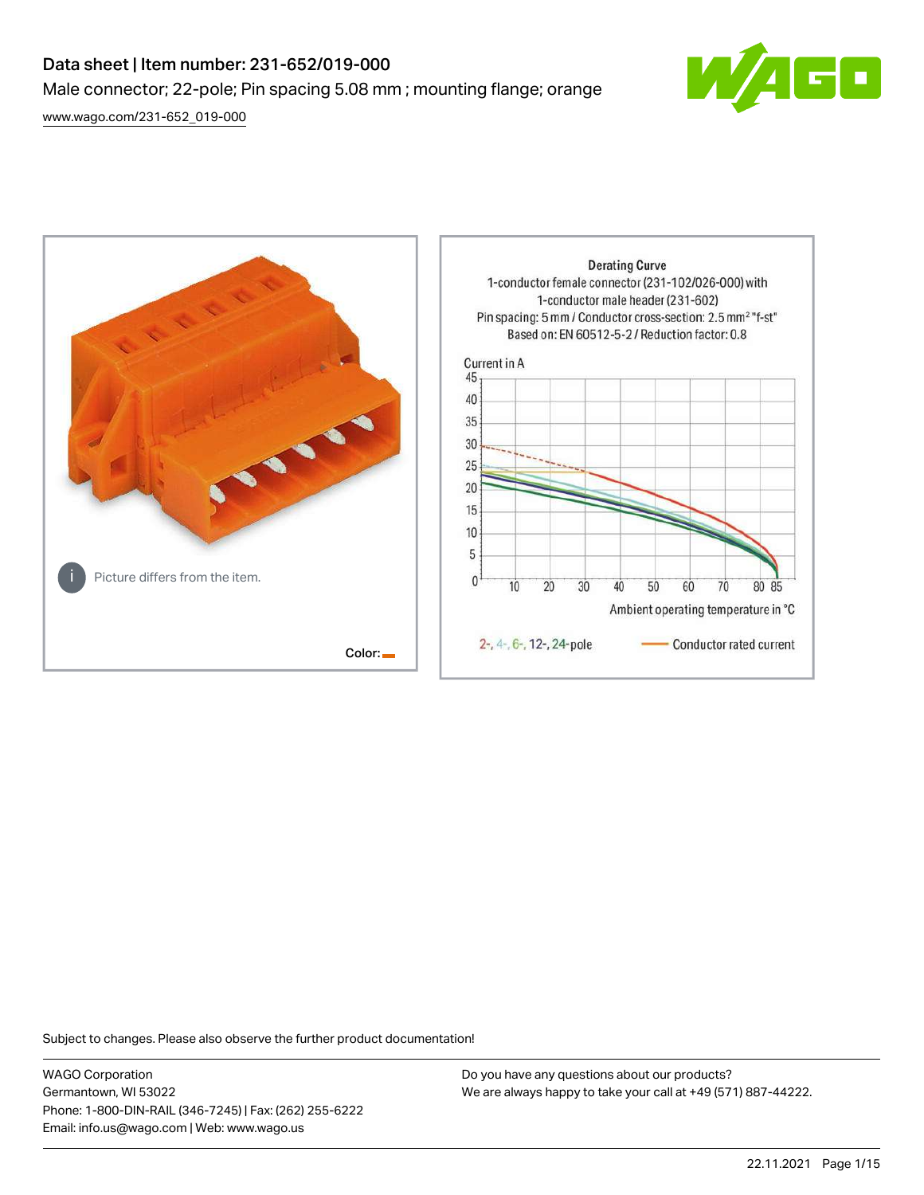# Data sheet | Item number: 231-652/019-000

Male connector; 22-pole; Pin spacing 5.08 mm ; mounting flange; orange

[www.wago.com/231-652_019-000](www.wago.com/231-652_019-000)

Picture differs from the item.

Color:

Derating Curve

1-conductor female connector (231-102/026-000) with 1-conductor male header (231-602)

Pin spacing: 5 mm / Conductor cross-section: 2.5 mm² "f-st"

Based on: EN 60512-5-2 / Reduction factor: 0.8

Current in A

Ambient operating temperature in °C

2-, 4-, 6-, 12-, 24-pole — Conductor rated current

Subject to changes. Please also observe the further product documentation!

WAGO Corporation
Germantown, WI 53022
Phone: 1-800-DIN-RAIL (346-7245) | Fax: (262) 255-6222
Email: info.us@wago.com | Web: www.wago.us

Do you have any questions about our products?
We are always happy to take your call at +49 (571) 887-44222.

22.11.2021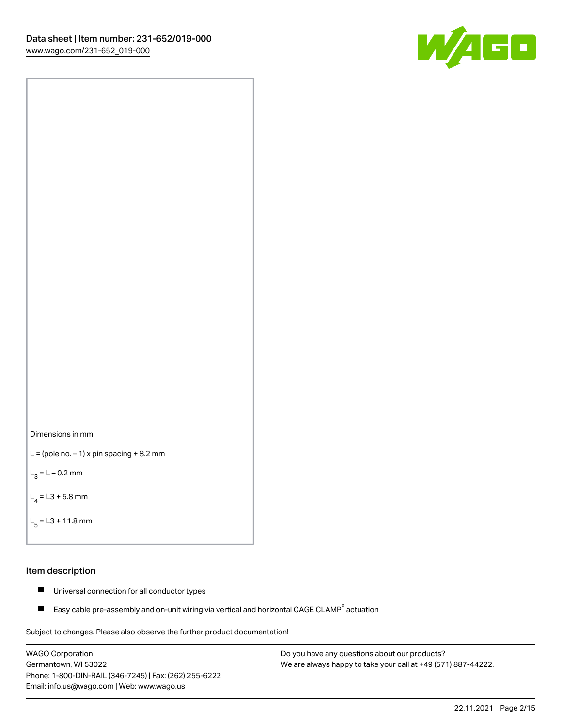Dimensions in mm

L = (pole no. – 1) x pin spacing + 8.2 mm

$L_3$ = L – 0.2 mm

$L_4$ = L3 + 5.8 mm

$L_5$ = L3 + 11.8 mm

## Item description

- Universal connection for all conductor types
- Easy cable pre-assembly and on-unit wiring via vertical and horizontal CAGE CLAMP® actuation

Subject to changes. Please also observe the further product documentation!

WAGO Corporation
Germantown, WI 53022
Phone: 1-800-DIN-RAIL (346-7245) | Fax: (262) 255-6222
Email: info.us@wago.com | Web: www.wago.us

Do you have any questions about our products?
We are always happy to take your call at +49 (571) 887-44222.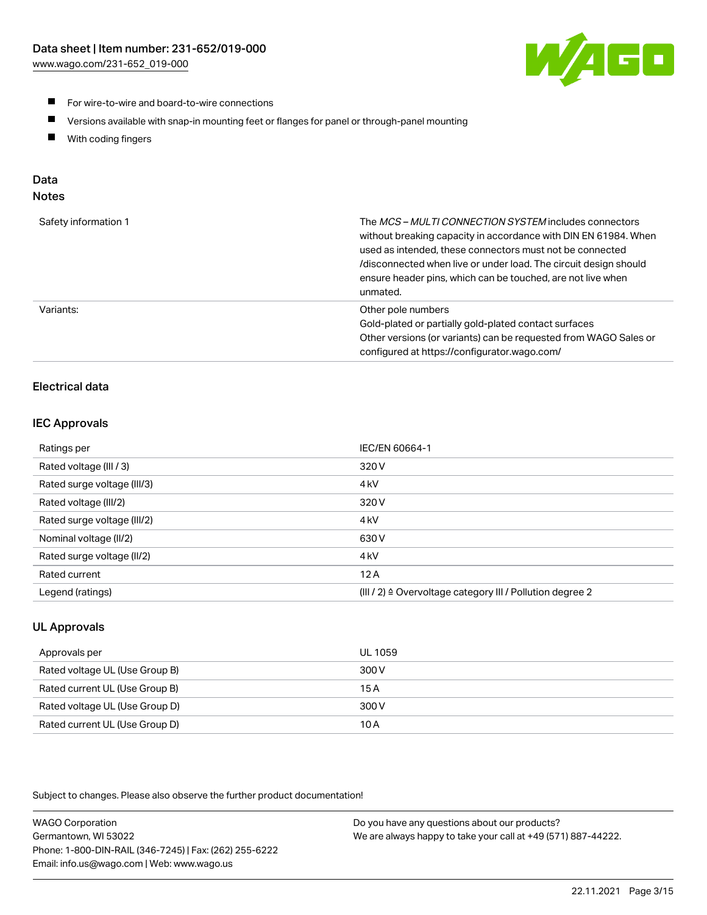- For wire-to-wire and board-to-wire connections
- Versions available with snap-in mounting feet or flanges for panel or through-panel mounting
- With coding fingers

## Data
### Notes

| | |
|---|---|
| Safety information 1 | The *MCS – MULTI CONNECTION SYSTEM* includes connectors without breaking capacity in accordance with DIN EN 61984. When used as intended, these connectors must not be connected /disconnected when live or under load. The circuit design should ensure header pins, which can be touched, are not live when unmated. |
| Variants: | Other pole numbers<br>Gold-plated or partially gold-plated contact surfaces<br>Other versions (or variants) can be requested from WAGO Sales or configured at https://configurator.wago.com/ |

### Electrical data

#### IEC Approvals

| | |
|---|---|
| Ratings per | IEC/EN 60664-1 |
| Rated voltage (III / 3) | 320 V |
| Rated surge voltage (III/3) | 4 kV |
| Rated voltage (III/2) | 320 V |
| Rated surge voltage (III/2) | 4 kV |
| Nominal voltage (II/2) | 630 V |
| Rated surge voltage (II/2) | 4 kV |
| Rated current | 12 A |
| Legend (ratings) | (III / 2) ≙ Overvoltage category III / Pollution degree 2 |

#### UL Approvals

| | |
|---|---|
| Approvals per | UL 1059 |
| Rated voltage UL (Use Group B) | 300 V |
| Rated current UL (Use Group B) | 15 A |
| Rated voltage UL (Use Group D) | 300 V |
| Rated current UL (Use Group D) | 10 A |

Subject to changes. Please also observe the further product documentation!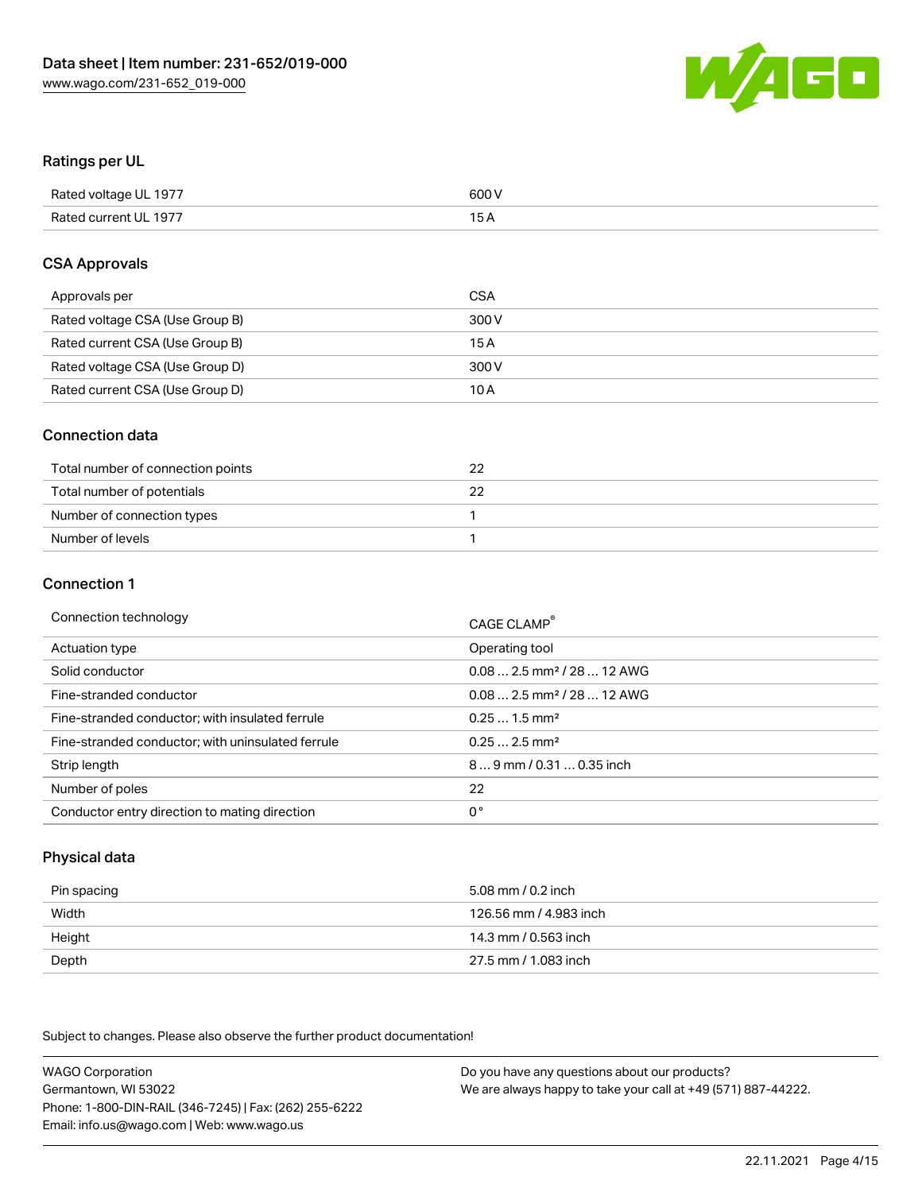## Ratings per UL

| | |
|---|---|
| Rated voltage UL 1977 | 600 V |
| Rated current UL 1977 | 15 A |

## CSA Approvals

| | |
|---|---|
| Approvals per | CSA |
| Rated voltage CSA (Use Group B) | 300 V |
| Rated current CSA (Use Group B) | 15 A |
| Rated voltage CSA (Use Group D) | 300 V |
| Rated current CSA (Use Group D) | 10 A |

## Connection data

| | |
|---|---|
| Total number of connection points | 22 |
| Total number of potentials | 22 |
| Number of connection types | 1 |
| Number of levels | 1 |

## Connection 1

| | |
|---|---|
| Connection technology | CAGE CLAMP® |
| Actuation type | Operating tool |
| Solid conductor | 0.08 … 2.5 mm² / 28 … 12 AWG |
| Fine-stranded conductor | 0.08 … 2.5 mm² / 28 … 12 AWG |
| Fine-stranded conductor; with insulated ferrule | 0.25 … 1.5 mm² |
| Fine-stranded conductor; with uninsulated ferrule | 0.25 … 2.5 mm² |
| Strip length | 8 … 9 mm / 0.31 … 0.35 inch |
| Number of poles | 22 |
| Conductor entry direction to mating direction | 0° |

## Physical data

| | |
|---|---|
| Pin spacing | 5.08 mm / 0.2 inch |
| Width | 126.56 mm / 4.983 inch |
| Height | 14.3 mm / 0.563 inch |
| Depth | 27.5 mm / 1.083 inch |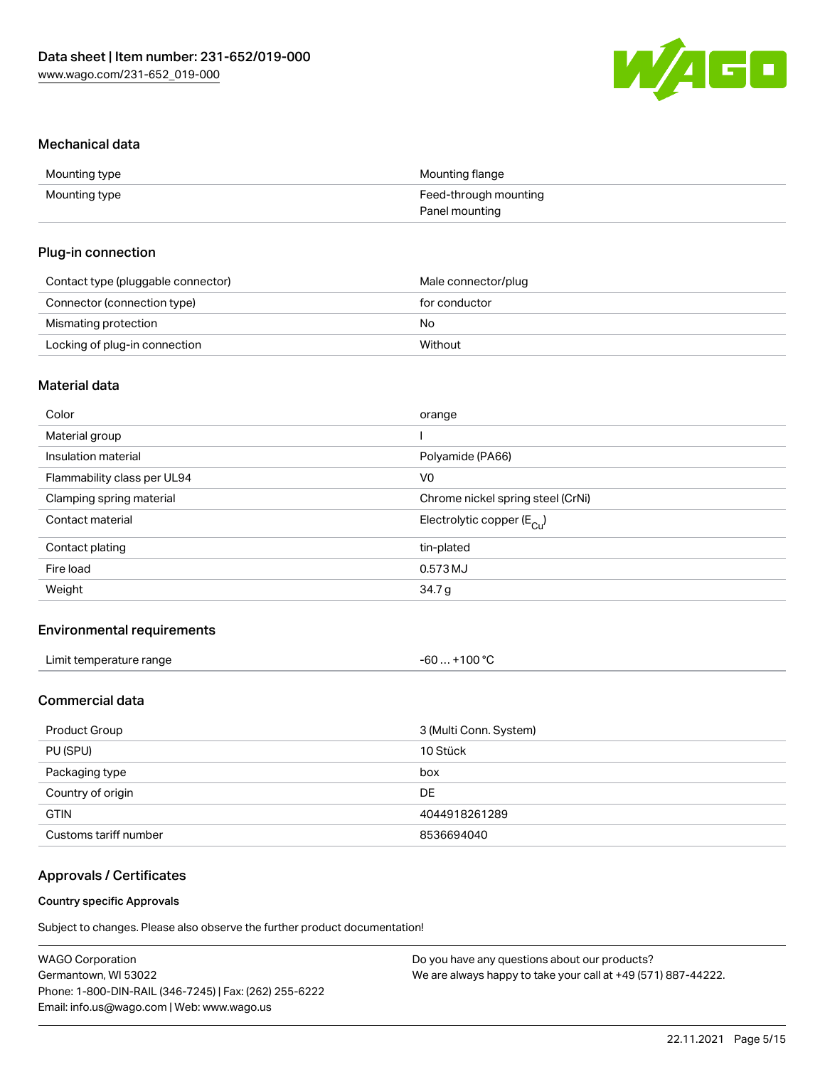## Mechanical data

| | |
|---|---|
| Mounting type | Mounting flange |
| Mounting type | Feed-through mounting<br>Panel mounting |

## Plug-in connection

| | |
|---|---|
| Contact type (pluggable connector) | Male connector/plug |
| Connector (connection type) | for conductor |
| Mismating protection | No |
| Locking of plug-in connection | Without |

## Material data

| | |
|---|---|
| Color | orange |
| Material group | I |
| Insulation material | Polyamide (PA66) |
| Flammability class per UL94 | V0 |
| Clamping spring material | Chrome nickel spring steel (CrNi) |
| Contact material | Electrolytic copper ($E_{Cu}$) |
| Contact plating | tin-plated |
| Fire load | 0.573 MJ |
| Weight | 34.7 g |

## Environmental requirements

| | |
|---|---|
| Limit temperature range | -60 … +100 °C |

## Commercial data

| | |
|---|---|
| Product Group | 3 (Multi Conn. System) |
| PU (SPU) | 10 Stück |
| Packaging type | box |
| Country of origin | DE |
| GTIN | 4044918261289 |
| Customs tariff number | 8536694040 |

## Approvals / Certificates

#### Country specific Approvals

Subject to changes. Please also observe the further product documentation!

WAGO Corporation
Germantown, WI 53022
Phone: 1-800-DIN-RAIL (346-7245) | Fax: (262) 255-6222
Email: info.us@wago.com | Web: www.wago.us

Do you have any questions about our products?
We are always happy to take your call at +49 (571) 887-44222.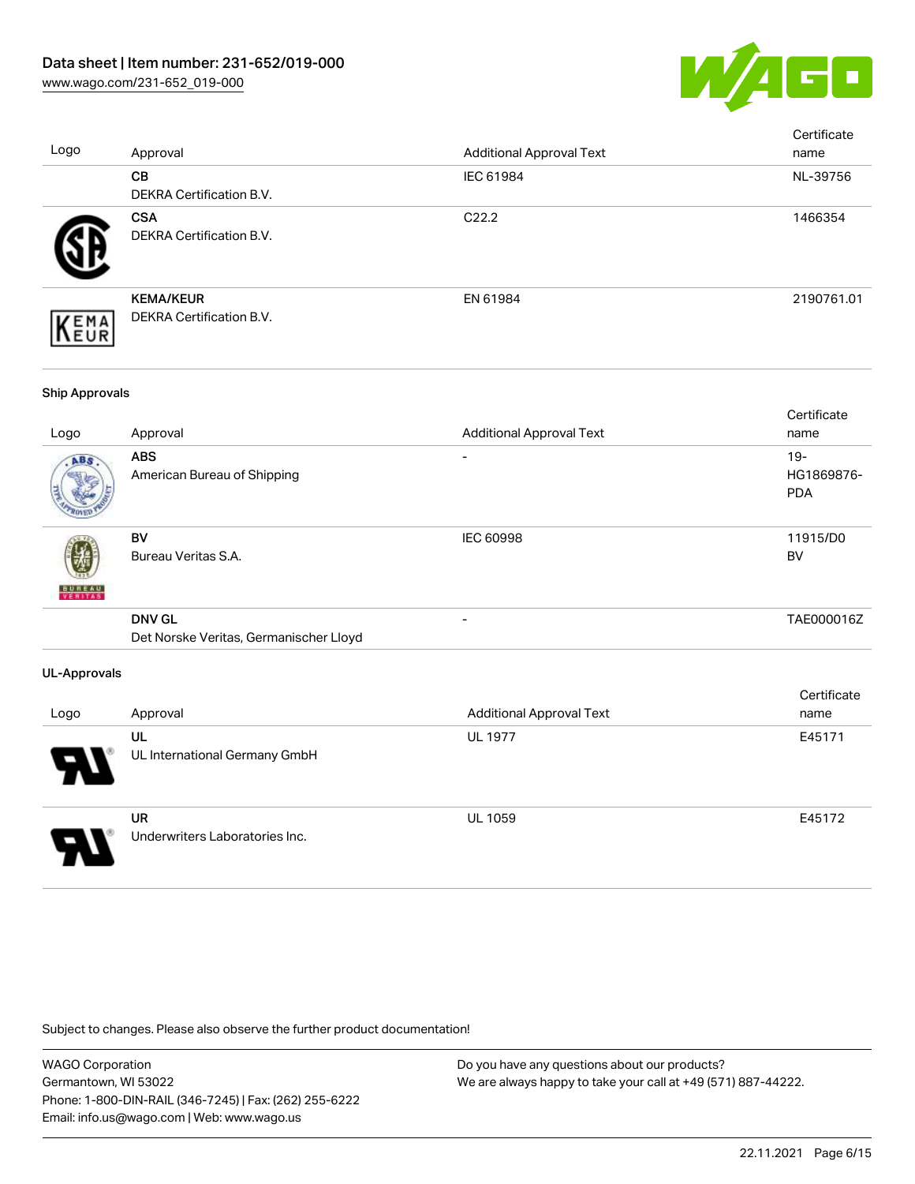| Logo | Approval | Additional Approval Text | Certificate name |
| --- | --- | --- | --- |
| | **CB**<br>DEKRA Certification B.V. | IEC 61984 | NL-39756 |
| | **CSA**<br>DEKRA Certification B.V. | C22.2 | 1466354 |
| | **KEMA/KEUR**<br>DEKRA Certification B.V. | EN 61984 | 2190761.01 |

**Ship Approvals**

| Logo | Approval | Additional Approval Text | Certificate name |
| --- | --- | --- | --- |
| | **ABS**<br>American Bureau of Shipping | - | 19-HG1869876-PDA |
| | **BV**<br>Bureau Veritas S.A. | IEC 60998 | 11915/D0 BV |
| | **DNV GL**<br>Det Norske Veritas, Germanischer Lloyd | - | TAE000016Z |

**UL-Approvals**

| Logo | Approval | Additional Approval Text | Certificate name |
| --- | --- | --- | --- |
| | **UL**<br>UL International Germany GmbH | UL 1977 | E45171 |
| | **UR**<br>Underwriters Laboratories Inc. | UL 1059 | E45172 |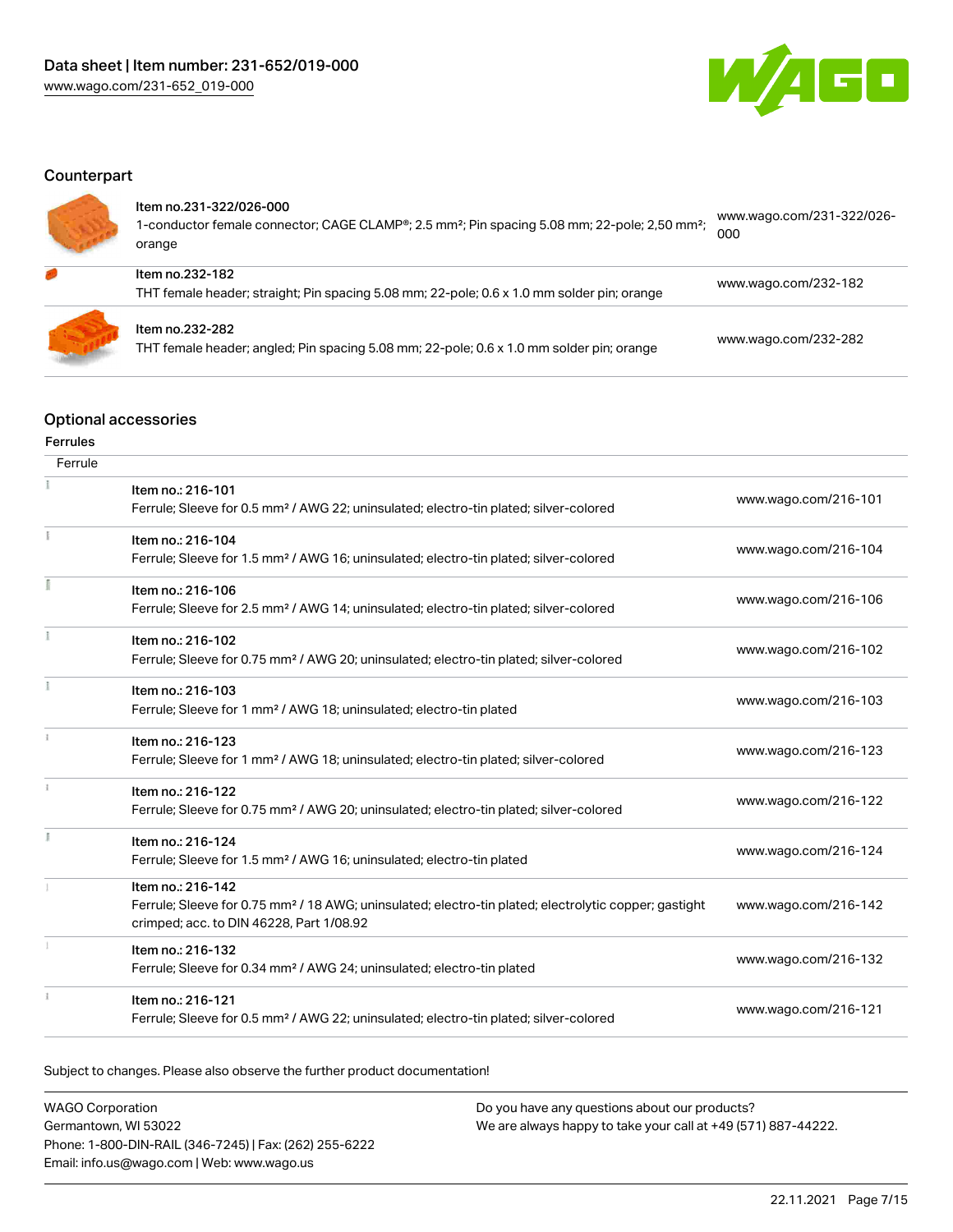## Counterpart

| | | |
|---|---|---|
| | Item no.231-322/026-000<br>1-conductor female connector; CAGE CLAMP®; 2.5 mm²; Pin spacing 5.08 mm; 22-pole; 2,50 mm²; orange | www.wago.com/231-322/026-000 |
| | Item no.232-182<br>THT female header; straight; Pin spacing 5.08 mm; 22-pole; 0.6 x 1.0 mm solder pin; orange | www.wago.com/232-182 |
| | Item no.232-282<br>THT female header; angled; Pin spacing 5.08 mm; 22-pole; 0.6 x 1.0 mm solder pin; orange | www.wago.com/232-282 |

## Optional accessories

### Ferrules

| Ferrule | | |
|---|---|---|
| | Item no.: 216-101<br>Ferrule; Sleeve for 0.5 mm² / AWG 22; uninsulated; electro-tin plated; silver-colored | www.wago.com/216-101 |
| | Item no.: 216-104<br>Ferrule; Sleeve for 1.5 mm² / AWG 16; uninsulated; electro-tin plated; silver-colored | www.wago.com/216-104 |
| | Item no.: 216-106<br>Ferrule; Sleeve for 2.5 mm² / AWG 14; uninsulated; electro-tin plated; silver-colored | www.wago.com/216-106 |
| | Item no.: 216-102<br>Ferrule; Sleeve for 0.75 mm² / AWG 20; uninsulated; electro-tin plated; silver-colored | www.wago.com/216-102 |
| | Item no.: 216-103<br>Ferrule; Sleeve for 1 mm² / AWG 18; uninsulated; electro-tin plated | www.wago.com/216-103 |
| | Item no.: 216-123<br>Ferrule; Sleeve for 1 mm² / AWG 18; uninsulated; electro-tin plated; silver-colored | www.wago.com/216-123 |
| | Item no.: 216-122<br>Ferrule; Sleeve for 0.75 mm² / AWG 20; uninsulated; electro-tin plated; silver-colored | www.wago.com/216-122 |
| | Item no.: 216-124<br>Ferrule; Sleeve for 1.5 mm² / AWG 16; uninsulated; electro-tin plated | www.wago.com/216-124 |
| | Item no.: 216-142<br>Ferrule; Sleeve for 0.75 mm² / 18 AWG; uninsulated; electro-tin plated; electrolytic copper; gastight crimped; acc. to DIN 46228, Part 1/08.92 | www.wago.com/216-142 |
| | Item no.: 216-132<br>Ferrule; Sleeve for 0.34 mm² / AWG 24; uninsulated; electro-tin plated | www.wago.com/216-132 |
| | Item no.: 216-121<br>Ferrule; Sleeve for 0.5 mm² / AWG 22; uninsulated; electro-tin plated; silver-colored | www.wago.com/216-121 |

Subject to changes. Please also observe the further product documentation!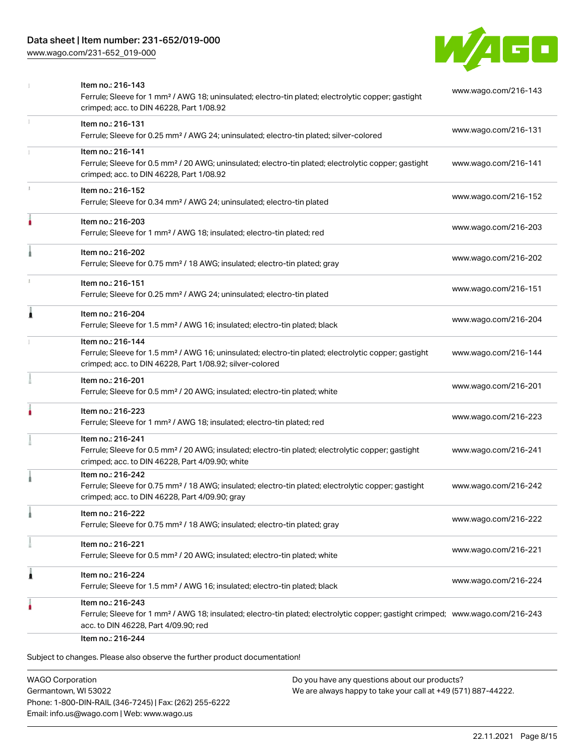| Item | Link |
|---|---|
| Item no.: 216-143<br>Ferrule; Sleeve for 1 mm² / AWG 18; uninsulated; electro-tin plated; electrolytic copper; gastight crimped; acc. to DIN 46228, Part 1/08.92 | www.wago.com/216-143 |
| Item no.: 216-131<br>Ferrule; Sleeve for 0.25 mm² / AWG 24; uninsulated; electro-tin plated; silver-colored | www.wago.com/216-131 |
| Item no.: 216-141<br>Ferrule; Sleeve for 0.5 mm² / 20 AWG; uninsulated; electro-tin plated; electrolytic copper; gastight crimped; acc. to DIN 46228, Part 1/08.92 | www.wago.com/216-141 |
| Item no.: 216-152<br>Ferrule; Sleeve for 0.34 mm² / AWG 24; uninsulated; electro-tin plated | www.wago.com/216-152 |
| Item no.: 216-203<br>Ferrule; Sleeve for 1 mm² / AWG 18; insulated; electro-tin plated; red | www.wago.com/216-203 |
| Item no.: 216-202<br>Ferrule; Sleeve for 0.75 mm² / 18 AWG; insulated; electro-tin plated; gray | www.wago.com/216-202 |
| Item no.: 216-151<br>Ferrule; Sleeve for 0.25 mm² / AWG 24; uninsulated; electro-tin plated | www.wago.com/216-151 |
| Item no.: 216-204<br>Ferrule; Sleeve for 1.5 mm² / AWG 16; insulated; electro-tin plated; black | www.wago.com/216-204 |
| Item no.: 216-144<br>Ferrule; Sleeve for 1.5 mm² / AWG 16; uninsulated; electro-tin plated; electrolytic copper; gastight crimped; acc. to DIN 46228, Part 1/08.92; silver-colored | www.wago.com/216-144 |
| Item no.: 216-201<br>Ferrule; Sleeve for 0.5 mm² / 20 AWG; insulated; electro-tin plated; white | www.wago.com/216-201 |
| Item no.: 216-223<br>Ferrule; Sleeve for 1 mm² / AWG 18; insulated; electro-tin plated; red | www.wago.com/216-223 |
| Item no.: 216-241<br>Ferrule; Sleeve for 0.5 mm² / 20 AWG; insulated; electro-tin plated; electrolytic copper; gastight crimped; acc. to DIN 46228, Part 4/09.90; white | www.wago.com/216-241 |
| Item no.: 216-242<br>Ferrule; Sleeve for 0.75 mm² / 18 AWG; insulated; electro-tin plated; electrolytic copper; gastight crimped; acc. to DIN 46228, Part 4/09.90; gray | www.wago.com/216-242 |
| Item no.: 216-222<br>Ferrule; Sleeve for 0.75 mm² / 18 AWG; insulated; electro-tin plated; gray | www.wago.com/216-222 |
| Item no.: 216-221<br>Ferrule; Sleeve for 0.5 mm² / 20 AWG; insulated; electro-tin plated; white | www.wago.com/216-221 |
| Item no.: 216-224<br>Ferrule; Sleeve for 1.5 mm² / AWG 16; insulated; electro-tin plated; black | www.wago.com/216-224 |
| Item no.: 216-243<br>Ferrule; Sleeve for 1 mm² / AWG 18; insulated; electro-tin plated; electrolytic copper; gastight crimped; acc. to DIN 46228, Part 4/09.90; red | www.wago.com/216-243 |
| Item no.: 216-244 | |

Subject to changes. Please also observe the further product documentation!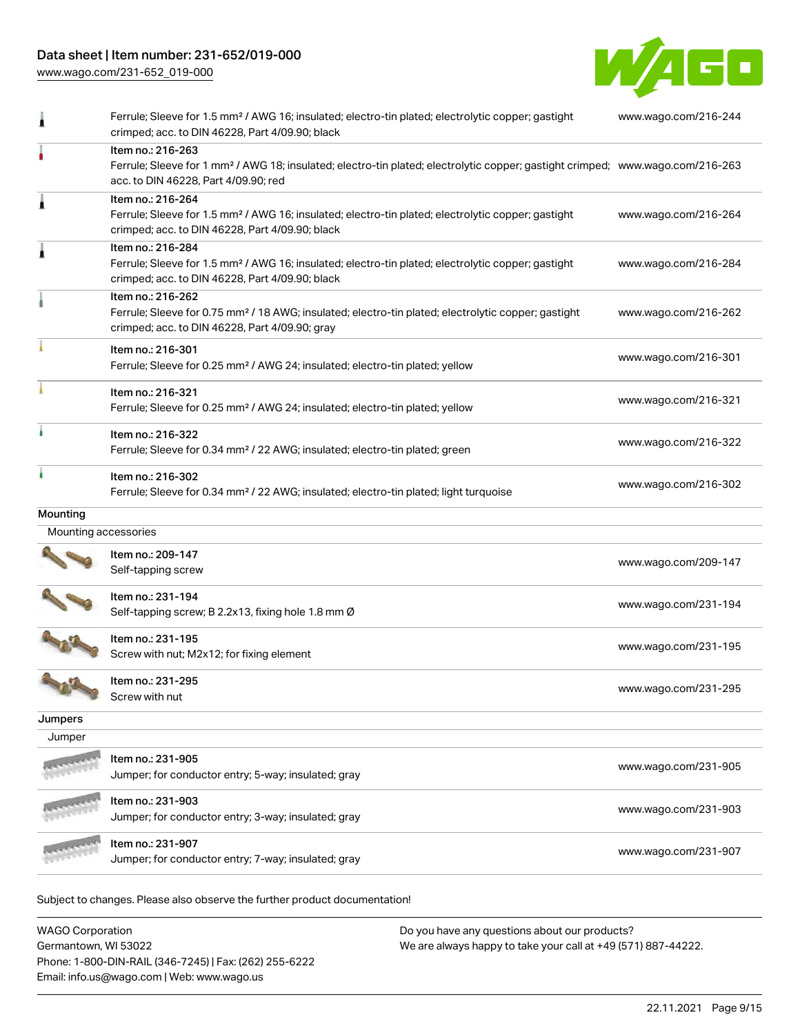| Description | Link |
| --- | --- |
| Ferrule; Sleeve for 1.5 mm² / AWG 16; insulated; electro-tin plated; electrolytic copper; gastight crimped; acc. to DIN 46228, Part 4/09.90; black | www.wago.com/216-244 |
| Item no.: 216-263<br>Ferrule; Sleeve for 1 mm² / AWG 18; insulated; electro-tin plated; electrolytic copper; gastight crimped; acc. to DIN 46228, Part 4/09.90; red | www.wago.com/216-263 |
| Item no.: 216-264<br>Ferrule; Sleeve for 1.5 mm² / AWG 16; insulated; electro-tin plated; electrolytic copper; gastight crimped; acc. to DIN 46228, Part 4/09.90; black | www.wago.com/216-264 |
| Item no.: 216-284<br>Ferrule; Sleeve for 1.5 mm² / AWG 16; insulated; electro-tin plated; electrolytic copper; gastight crimped; acc. to DIN 46228, Part 4/09.90; black | www.wago.com/216-284 |
| Item no.: 216-262<br>Ferrule; Sleeve for 0.75 mm² / 18 AWG; insulated; electro-tin plated; electrolytic copper; gastight crimped; acc. to DIN 46228, Part 4/09.90; gray | www.wago.com/216-262 |
| Item no.: 216-301<br>Ferrule; Sleeve for 0.25 mm² / AWG 24; insulated; electro-tin plated; yellow | www.wago.com/216-301 |
| Item no.: 216-321<br>Ferrule; Sleeve for 0.25 mm² / AWG 24; insulated; electro-tin plated; yellow | www.wago.com/216-321 |
| Item no.: 216-322<br>Ferrule; Sleeve for 0.34 mm² / 22 AWG; insulated; electro-tin plated; green | www.wago.com/216-322 |
| Item no.: 216-302<br>Ferrule; Sleeve for 0.34 mm² / 22 AWG; insulated; electro-tin plated; light turquoise | www.wago.com/216-302 |

## Mounting

### Mounting accessories

| Description | Link |
| --- | --- |
| Item no.: 209-147<br>Self-tapping screw | www.wago.com/209-147 |
| Item no.: 231-194<br>Self-tapping screw; B 2.2x13, fixing hole 1.8 mm Ø | www.wago.com/231-194 |
| Item no.: 231-195<br>Screw with nut; M2x12; for fixing element | www.wago.com/231-195 |
| Item no.: 231-295<br>Screw with nut | www.wago.com/231-295 |

## Jumpers

### Jumper

| Description | Link |
| --- | --- |
| Item no.: 231-905<br>Jumper; for conductor entry; 5-way; insulated; gray | www.wago.com/231-905 |
| Item no.: 231-903<br>Jumper; for conductor entry; 3-way; insulated; gray | www.wago.com/231-903 |
| Item no.: 231-907<br>Jumper; for conductor entry; 7-way; insulated; gray | www.wago.com/231-907 |

Subject to changes. Please also observe the further product documentation!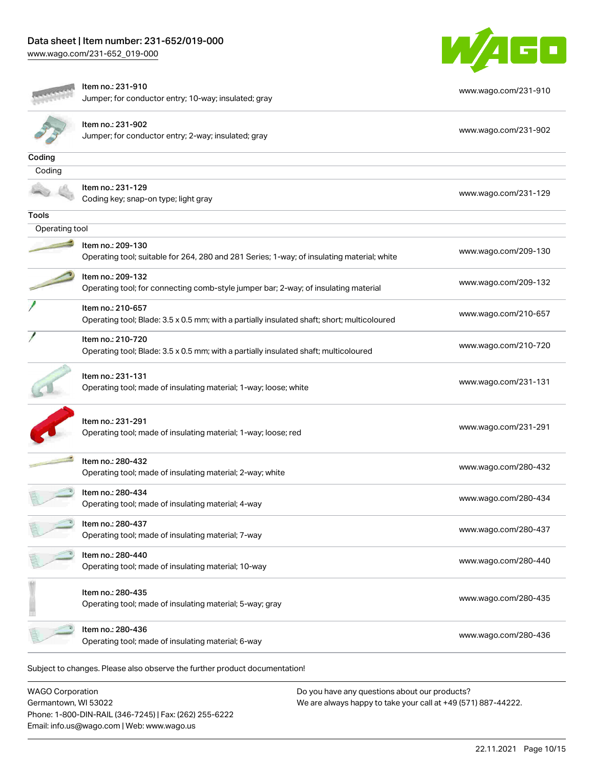| Item no.: 231-910<br>Jumper; for conductor entry; 10-way; insulated; gray | www.wago.com/231-910 |
|---|---|
| Item no.: 231-902<br>Jumper; for conductor entry; 2-way; insulated; gray | www.wago.com/231-902 |

### Coding

Coding

| Item no.: 231-129<br>Coding key; snap-on type; light gray | www.wago.com/231-129 |
|---|---|

### Tools

Operating tool

| Item no.: 209-130<br>Operating tool; suitable for 264, 280 and 281 Series; 1-way; of insulating material; white | www.wago.com/209-130 |
|---|---|
| Item no.: 209-132<br>Operating tool; for connecting comb-style jumper bar; 2-way; of insulating material | www.wago.com/209-132 |
| Item no.: 210-657<br>Operating tool; Blade: 3.5 x 0.5 mm; with a partially insulated shaft; short; multicoloured | www.wago.com/210-657 |
| Item no.: 210-720<br>Operating tool; Blade: 3.5 x 0.5 mm; with a partially insulated shaft; multicoloured | www.wago.com/210-720 |
| Item no.: 231-131<br>Operating tool; made of insulating material; 1-way; loose; white | www.wago.com/231-131 |
| Item no.: 231-291<br>Operating tool; made of insulating material; 1-way; loose; red | www.wago.com/231-291 |
| Item no.: 280-432<br>Operating tool; made of insulating material; 2-way; white | www.wago.com/280-432 |
| Item no.: 280-434<br>Operating tool; made of insulating material; 4-way | www.wago.com/280-434 |
| Item no.: 280-437<br>Operating tool; made of insulating material; 7-way | www.wago.com/280-437 |
| Item no.: 280-440<br>Operating tool; made of insulating material; 10-way | www.wago.com/280-440 |
| Item no.: 280-435<br>Operating tool; made of insulating material; 5-way; gray | www.wago.com/280-435 |
| Item no.: 280-436<br>Operating tool; made of insulating material; 6-way | www.wago.com/280-436 |

Subject to changes. Please also observe the further product documentation!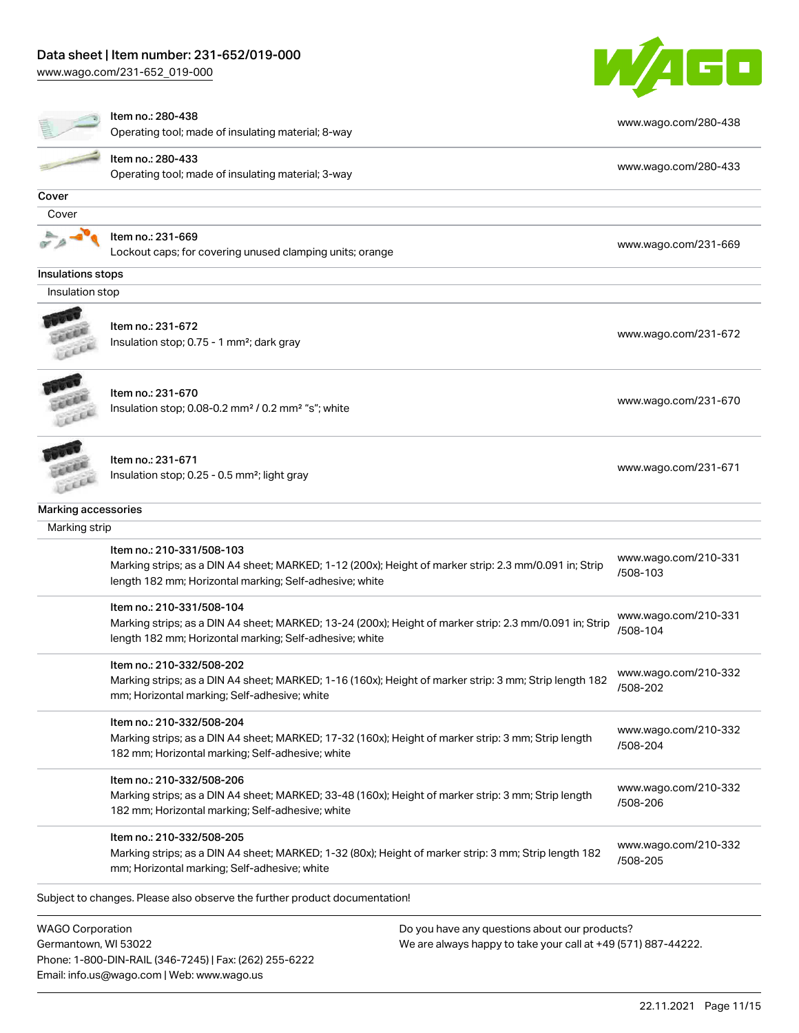| | | |
|---|---|---|
| Item no.: 280-438<br>Operating tool; made of insulating material; 8-way | | www.wago.com/280-438 |
| Item no.: 280-433<br>Operating tool; made of insulating material; 3-way | | www.wago.com/280-433 |

**Cover**

Cover

| | |
|---|---|
| Item no.: 231-669<br>Lockout caps; for covering unused clamping units; orange | www.wago.com/231-669 |

**Insulations stops**

Insulation stop

| | |
|---|---|
| Item no.: 231-672<br>Insulation stop; 0.75 - 1 mm²; dark gray | www.wago.com/231-672 |
| Item no.: 231-670<br>Insulation stop; 0.08-0.2 mm² / 0.2 mm² "s"; white | www.wago.com/231-670 |
| Item no.: 231-671<br>Insulation stop; 0.25 - 0.5 mm²; light gray | www.wago.com/231-671 |

**Marking accessories**

Marking strip

| | |
|---|---|
| Item no.: 210-331/508-103<br>Marking strips; as a DIN A4 sheet; MARKED; 1-12 (200x); Height of marker strip: 2.3 mm/0.091 in; Strip length 182 mm; Horizontal marking; Self-adhesive; white | www.wago.com/210-331/508-103 |
| Item no.: 210-331/508-104<br>Marking strips; as a DIN A4 sheet; MARKED; 13-24 (200x); Height of marker strip: 2.3 mm/0.091 in; Strip length 182 mm; Horizontal marking; Self-adhesive; white | www.wago.com/210-331/508-104 |
| Item no.: 210-332/508-202<br>Marking strips; as a DIN A4 sheet; MARKED; 1-16 (160x); Height of marker strip: 3 mm; Strip length 182 mm; Horizontal marking; Self-adhesive; white | www.wago.com/210-332/508-202 |
| Item no.: 210-332/508-204<br>Marking strips; as a DIN A4 sheet; MARKED; 17-32 (160x); Height of marker strip: 3 mm; Strip length 182 mm; Horizontal marking; Self-adhesive; white | www.wago.com/210-332/508-204 |
| Item no.: 210-332/508-206<br>Marking strips; as a DIN A4 sheet; MARKED; 33-48 (160x); Height of marker strip: 3 mm; Strip length 182 mm; Horizontal marking; Self-adhesive; white | www.wago.com/210-332/508-206 |
| Item no.: 210-332/508-205<br>Marking strips; as a DIN A4 sheet; MARKED; 1-32 (80x); Height of marker strip: 3 mm; Strip length 182 mm; Horizontal marking; Self-adhesive; white | www.wago.com/210-332/508-205 |

Subject to changes. Please also observe the further product documentation!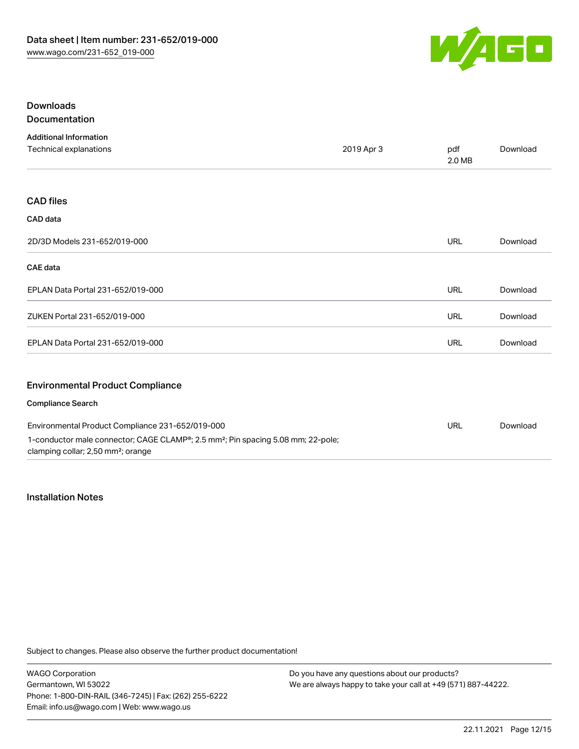## Downloads

### Documentation

**Additional Information**

| | | | |
|---|---|---|---|
| Technical explanations | 2019 Apr 3 | pdf 2.0 MB | Download |

### CAD files

**CAD data**

| | | |
|---|---|---|
| 2D/3D Models 231-652/019-000 | URL | Download |

**CAE data**

| | | |
|---|---|---|
| EPLAN Data Portal 231-652/019-000 | URL | Download |
| ZUKEN Portal 231-652/019-000 | URL | Download |
| EPLAN Data Portal 231-652/019-000 | URL | Download |

### Environmental Product Compliance

**Compliance Search**

| | | |
|---|---|---|
| Environmental Product Compliance 231-652/019-000<br>1-conductor male connector; CAGE CLAMP®; 2.5 mm²; Pin spacing 5.08 mm; 22-pole; clamping collar; 2,50 mm²; orange | URL | Download |

### Installation Notes

Subject to changes. Please also observe the further product documentation!

WAGO Corporation
Germantown, WI 53022
Phone: 1-800-DIN-RAIL (346-7245) | Fax: (262) 255-6222
Email: info.us@wago.com | Web: www.wago.us

Do you have any questions about our products?
We are always happy to take your call at +49 (571) 887-44222.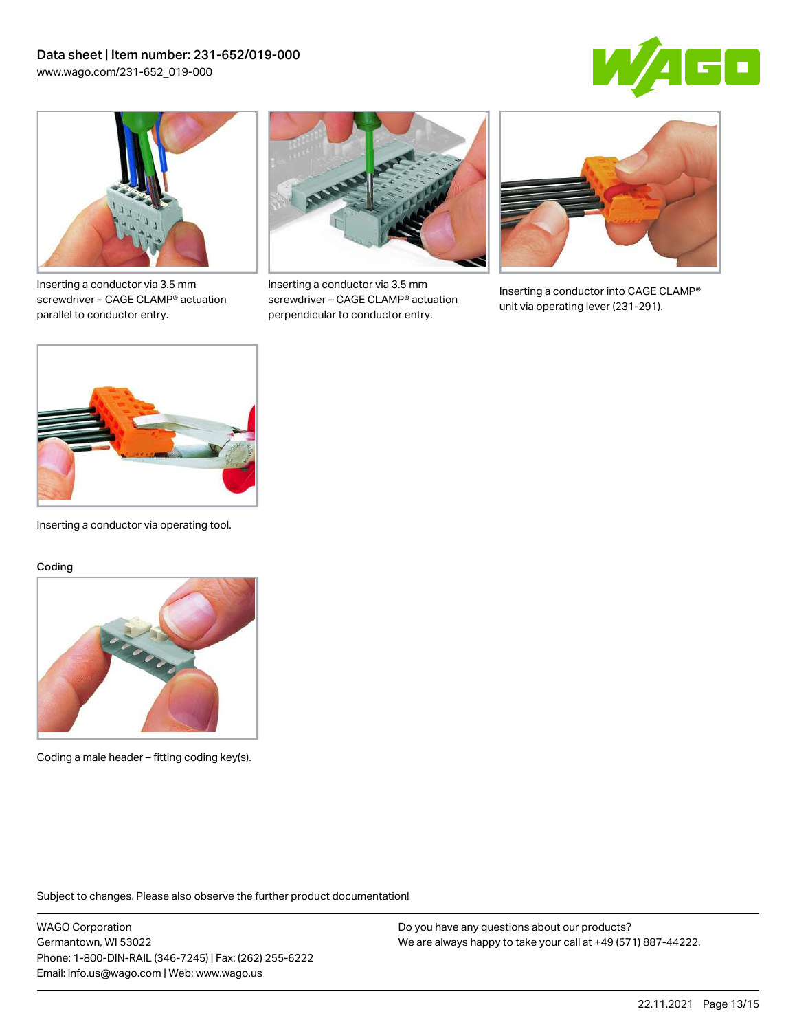Inserting a conductor via 3.5 mm screwdriver – CAGE CLAMP® actuation parallel to conductor entry.

Inserting a conductor via 3.5 mm screwdriver – CAGE CLAMP® actuation perpendicular to conductor entry.

Inserting a conductor into CAGE CLAMP® unit via operating lever (231-291).

Inserting a conductor via operating tool.

#### Coding

Coding a male header – fitting coding key(s).

Subject to changes. Please also observe the further product documentation!

WAGO Corporation
Germantown, WI 53022
Phone: 1-800-DIN-RAIL (346-7245) | Fax: (262) 255-6222
Email: info.us@wago.com | Web: www.wago.us

Do you have any questions about our products?
We are always happy to take your call at +49 (571) 887-44222.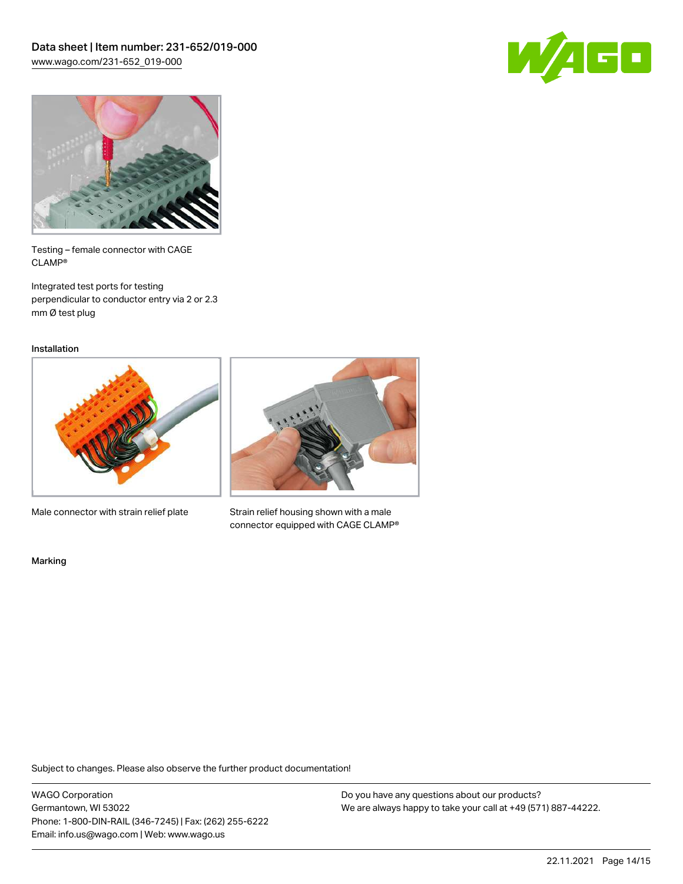Testing – female connector with CAGE CLAMP®

Integrated test ports for testing perpendicular to conductor entry via 2 or 2.3 mm Ø test plug

## Installation

Male connector with strain relief plate

Strain relief housing shown with a male connector equipped with CAGE CLAMP®

## Marking

Subject to changes. Please also observe the further product documentation!

WAGO Corporation
Germantown, WI 53022
Phone: 1-800-DIN-RAIL (346-7245) | Fax: (262) 255-6222
Email: info.us@wago.com | Web: www.wago.us

Do you have any questions about our products?
We are always happy to take your call at +49 (571) 887-44222.

22.11.2021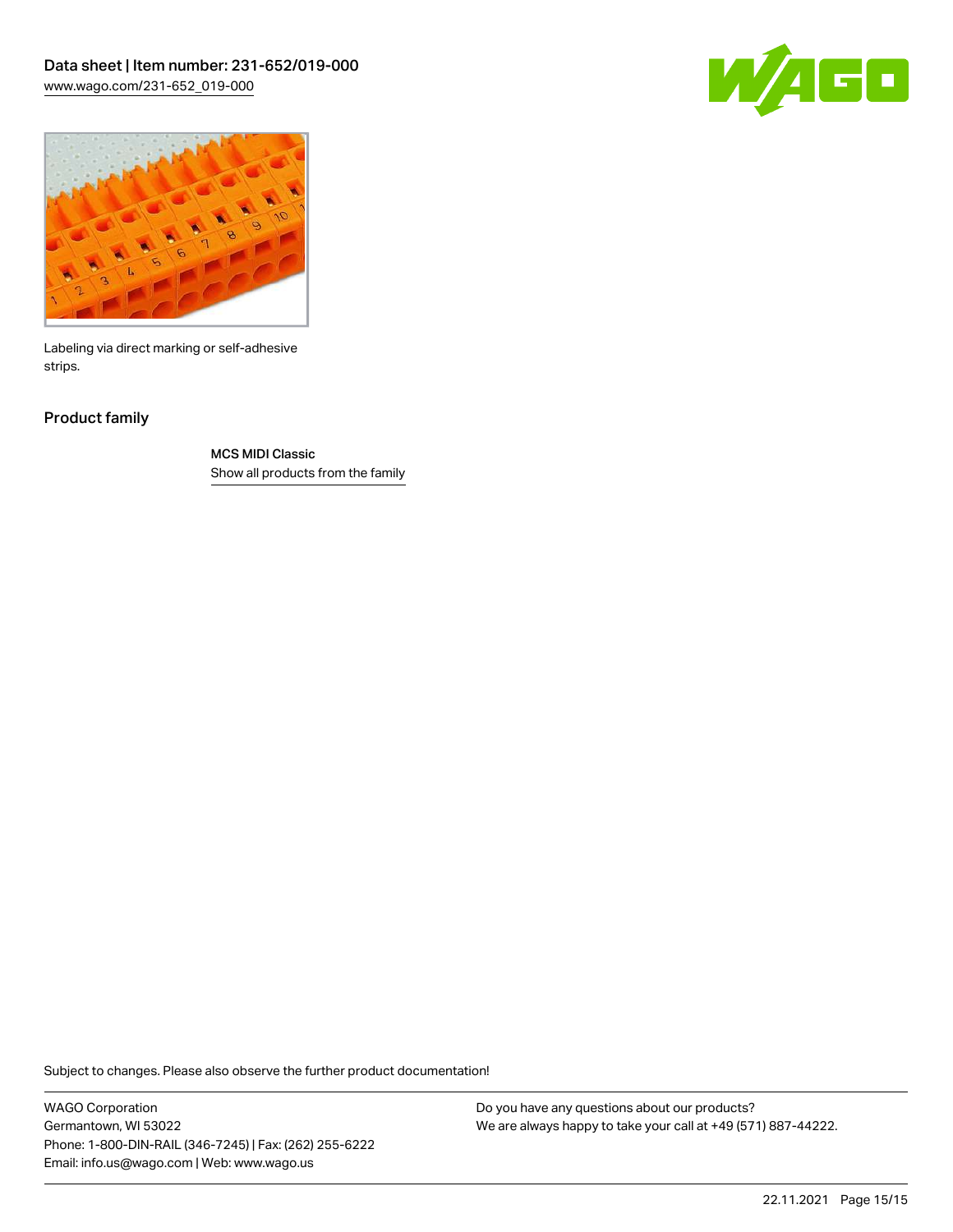Labeling via direct marking or self-adhesive strips.

## Product family

**MCS MIDI Classic**
Show all products from the family

Subject to changes. Please also observe the further product documentation!

WAGO Corporation
Germantown, WI 53022
Phone: 1-800-DIN-RAIL (346-7245) | Fax: (262) 255-6222
Email: info.us@wago.com | Web: www.wago.us

Do you have any questions about our products?
We are always happy to take your call at +49 (571) 887-44222.